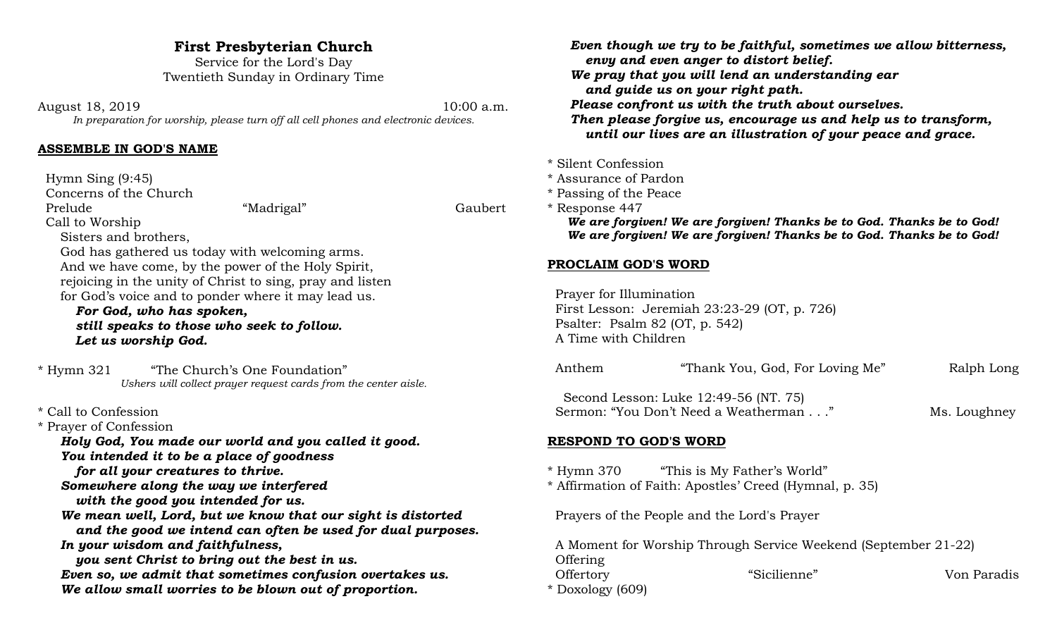# First Presbyterian Church

Service for the Lord's Day
Twentieth Sunday in Ordinary Time

August 18, 2019 10:00 a.m.

*In preparation for worship, please turn off all cell phones and electronic devices.*

## ASSEMBLE IN GOD'S NAME

Hymn Sing (9:45)
Concerns of the Church
Prelude "Madrigal" Gaubert
Call to Worship

Sisters and brothers,
God has gathered us today with welcoming arms.
And we have come, by the power of the Holy Spirit,
rejoicing in the unity of Christ to sing, pray and listen
for God's voice and to ponder where it may lead us.

***For God, who has spoken,***
***still speaks to those who seek to follow.***
***Let us worship God.***

* Hymn 321 "The Church's One Foundation"
*Ushers will collect prayer request cards from the center aisle.*

* Call to Confession
* Prayer of Confession

***Holy God, You made our world and you called it good.***
***You intended it to be a place of goodness***
***for all your creatures to thrive.***
***Somewhere along the way we interfered***
***with the good you intended for us.***
***We mean well, Lord, but we know that our sight is distorted***
***and the good we intend can often be used for dual purposes.***
***In your wisdom and faithfulness,***
***you sent Christ to bring out the best in us.***
***Even so, we admit that sometimes confusion overtakes us.***
***We allow small worries to be blown out of proportion.***
***Even though we try to be faithful, sometimes we allow bitterness,***
***envy and even anger to distort belief.***
***We pray that you will lend an understanding ear***
***and guide us on your right path.***
***Please confront us with the truth about ourselves.***
***Then please forgive us, encourage us and help us to transform,***
***until our lives are an illustration of your peace and grace.***

* Silent Confession
* Assurance of Pardon
* Passing of the Peace
* Response 447

***We are forgiven! We are forgiven! Thanks be to God. Thanks be to God!***
***We are forgiven! We are forgiven! Thanks be to God. Thanks be to God!***

## PROCLAIM GOD'S WORD

Prayer for Illumination
First Lesson: Jeremiah 23:23-29 (OT, p. 726)
Psalter: Psalm 82 (OT, p. 542)
A Time with Children

Anthem "Thank You, God, For Loving Me" Ralph Long

Second Lesson: Luke 12:49-56 (NT. 75)
Sermon: "You Don't Need a Weatherman . . ." Ms. Loughney

## RESPOND TO GOD'S WORD

* Hymn 370 "This is My Father's World"
* Affirmation of Faith: Apostles' Creed (Hymnal, p. 35)

Prayers of the People and the Lord's Prayer

A Moment for Worship Through Service Weekend (September 21-22)
Offering
Offertory "Sicilienne" Von Paradis
* Doxology (609)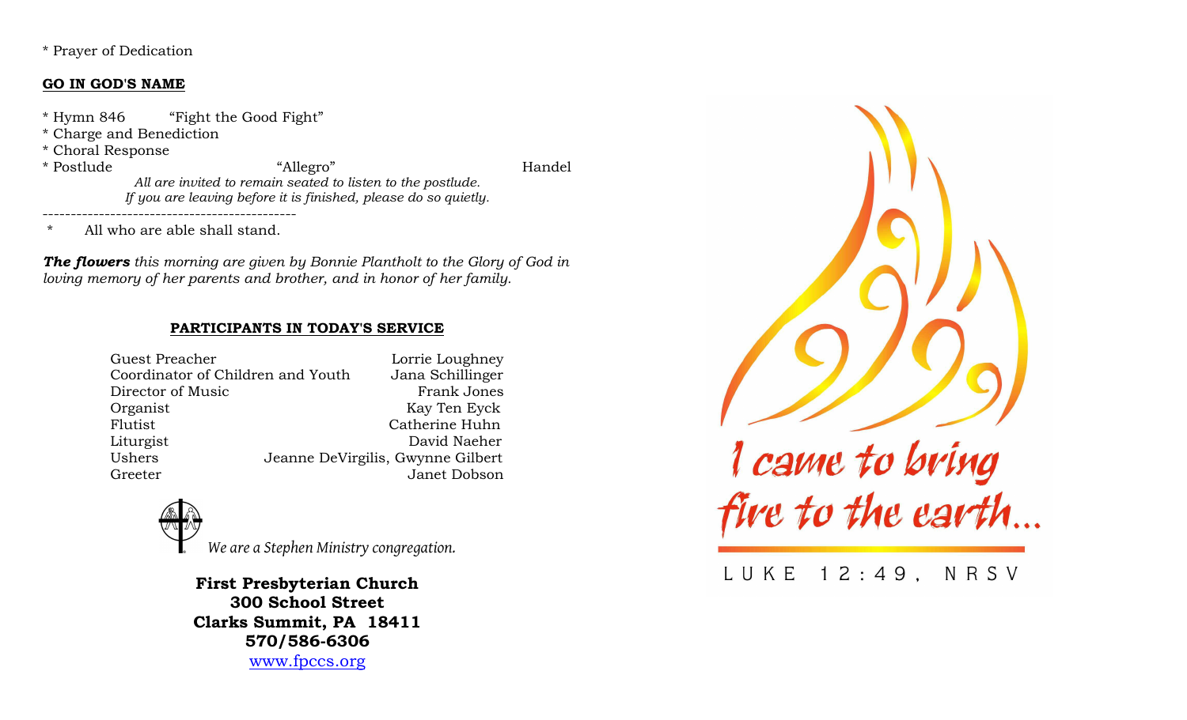* Prayer of Dedication

**GO IN GOD'S NAME**

* Hymn 846 "Fight the Good Fight"
* Charge and Benediction
* Choral Response
* Postlude "Allegro" Handel

*All are invited to remain seated to listen to the postlude.*
*If you are leaving before it is finished, please do so quietly.*

---

* All who are able shall stand.

***The flowers** this morning are given by Bonnie Plantholt to the Glory of God in loving memory of her parents and brother, and in honor of her family.*

**PARTICIPANTS IN TODAY'S SERVICE**

| | |
|---|---|
| Guest Preacher | Lorrie Loughney |
| Coordinator of Children and Youth | Jana Schillinger |
| Director of Music | Frank Jones |
| Organist | Kay Ten Eyck |
| Flutist | Catherine Huhn |
| Liturgist | David Naeher |
| Ushers | Jeanne DeVirgilis, Gwynne Gilbert |
| Greeter | Janet Dobson |

*We are a Stephen Ministry congregation.*

**First Presbyterian Church**
**300 School Street**
**Clarks Summit, PA 18411**
**570/586-6306**
www.fpccs.org

I came to bring fire to the earth...

LUKE 12:49, NRSV